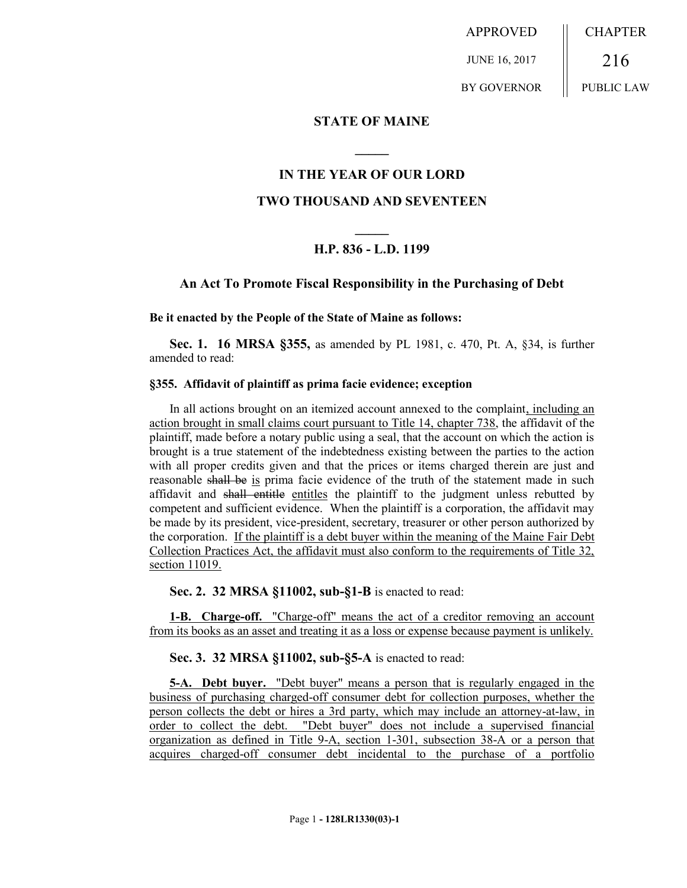APPROVED JUNE 16, 2017 BY GOVERNOR

CHAPTER 216 PUBLIC LAW

## STATE OF MAINE

## IN THE YEAR OF OUR LORD

## TWO THOUSAND AND SEVENTEEN

## H.P. 836 - L.D. 1199

### An Act To Promote Fiscal Responsibility in the Purchasing of Debt

**Be it enacted by the People of the State of Maine as follows:**

**Sec. 1. 16 MRSA §355,** as amended by PL 1981, c. 470, Pt. A, §34, is further amended to read:

**§355. Affidavit of plaintiff as prima facie evidence; exception**

In all actions brought on an itemized account annexed to the complaint, including an action brought in small claims court pursuant to Title 14, chapter 738, the affidavit of the plaintiff, made before a notary public using a seal, that the account on which the action is brought is a true statement of the indebtedness existing between the parties to the action with all proper credits given and that the prices or items charged therein are just and reasonable ~~shall be~~ is prima facie evidence of the truth of the statement made in such affidavit and ~~shall entitle~~ entitles the plaintiff to the judgment unless rebutted by competent and sufficient evidence. When the plaintiff is a corporation, the affidavit may be made by its president, vice-president, secretary, treasurer or other person authorized by the corporation. If the plaintiff is a debt buyer within the meaning of the Maine Fair Debt Collection Practices Act, the affidavit must also conform to the requirements of Title 32, section 11019.

**Sec. 2. 32 MRSA §11002, sub-§1-B** is enacted to read:

**1-B. Charge-off.** "Charge-off" means the act of a creditor removing an account from its books as an asset and treating it as a loss or expense because payment is unlikely.

**Sec. 3. 32 MRSA §11002, sub-§5-A** is enacted to read:

**5-A. Debt buyer.** "Debt buyer" means a person that is regularly engaged in the business of purchasing charged-off consumer debt for collection purposes, whether the person collects the debt or hires a 3rd party, which may include an attorney-at-law, in order to collect the debt. "Debt buyer" does not include a supervised financial organization as defined in Title 9-A, section 1-301, subsection 38-A or a person that acquires charged-off consumer debt incidental to the purchase of a portfolio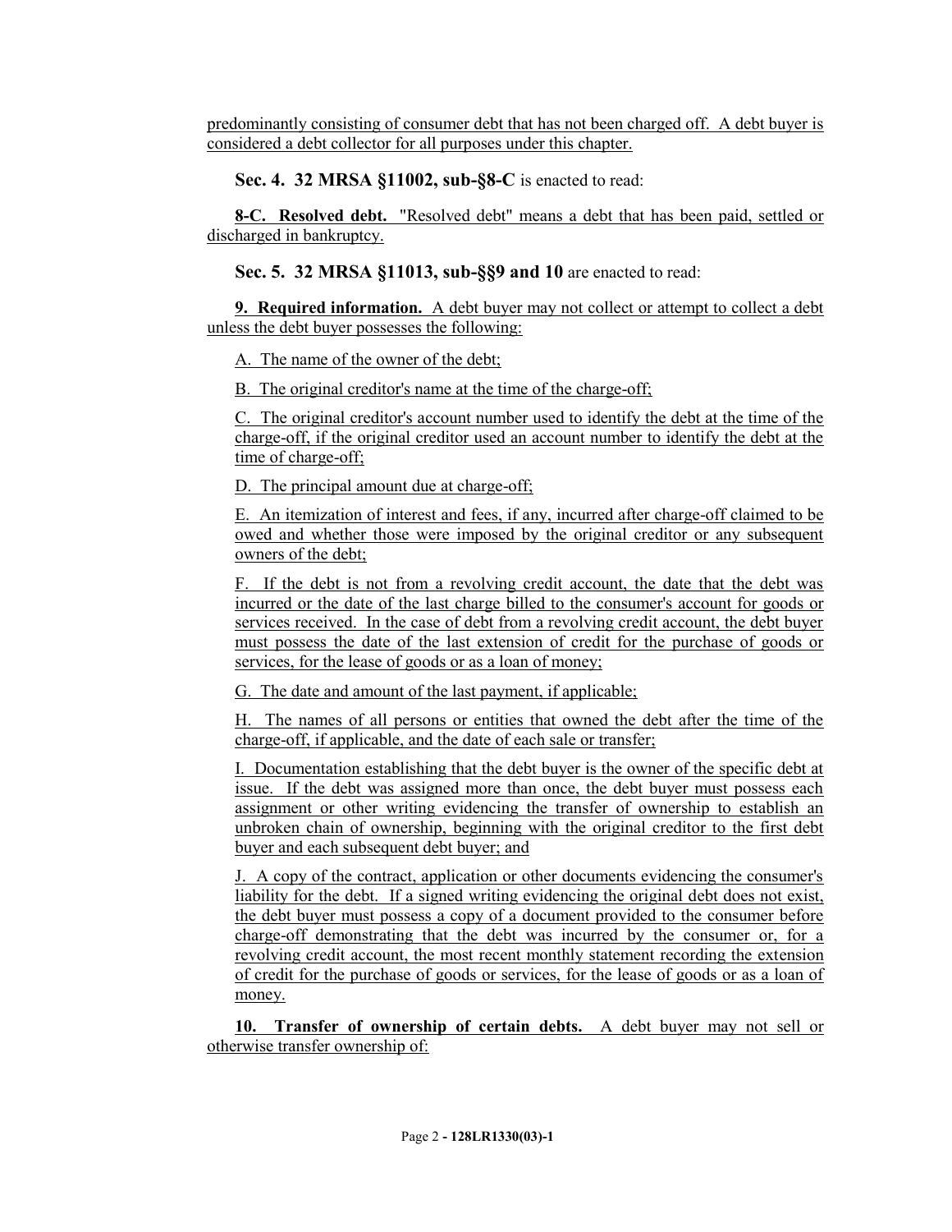predominantly consisting of consumer debt that has not been charged off. A debt buyer is considered a debt collector for all purposes under this chapter.

**Sec. 4. 32 MRSA §11002, sub-§8-C** is enacted to read:

**8-C. Resolved debt.** "Resolved debt" means a debt that has been paid, settled or discharged in bankruptcy.

**Sec. 5. 32 MRSA §11013, sub-§§9 and 10** are enacted to read:

**9. Required information.** A debt buyer may not collect or attempt to collect a debt unless the debt buyer possesses the following:

A. The name of the owner of the debt;

B. The original creditor's name at the time of the charge-off;

C. The original creditor's account number used to identify the debt at the time of the charge-off, if the original creditor used an account number to identify the debt at the time of charge-off;

D. The principal amount due at charge-off;

E. An itemization of interest and fees, if any, incurred after charge-off claimed to be owed and whether those were imposed by the original creditor or any subsequent owners of the debt;

F. If the debt is not from a revolving credit account, the date that the debt was incurred or the date of the last charge billed to the consumer's account for goods or services received. In the case of debt from a revolving credit account, the debt buyer must possess the date of the last extension of credit for the purchase of goods or services, for the lease of goods or as a loan of money;

G. The date and amount of the last payment, if applicable;

H. The names of all persons or entities that owned the debt after the time of the charge-off, if applicable, and the date of each sale or transfer;

I. Documentation establishing that the debt buyer is the owner of the specific debt at issue. If the debt was assigned more than once, the debt buyer must possess each assignment or other writing evidencing the transfer of ownership to establish an unbroken chain of ownership, beginning with the original creditor to the first debt buyer and each subsequent debt buyer; and

J. A copy of the contract, application or other documents evidencing the consumer's liability for the debt. If a signed writing evidencing the original debt does not exist, the debt buyer must possess a copy of a document provided to the consumer before charge-off demonstrating that the debt was incurred by the consumer or, for a revolving credit account, the most recent monthly statement recording the extension of credit for the purchase of goods or services, for the lease of goods or as a loan of money.

**10. Transfer of ownership of certain debts.** A debt buyer may not sell or otherwise transfer ownership of: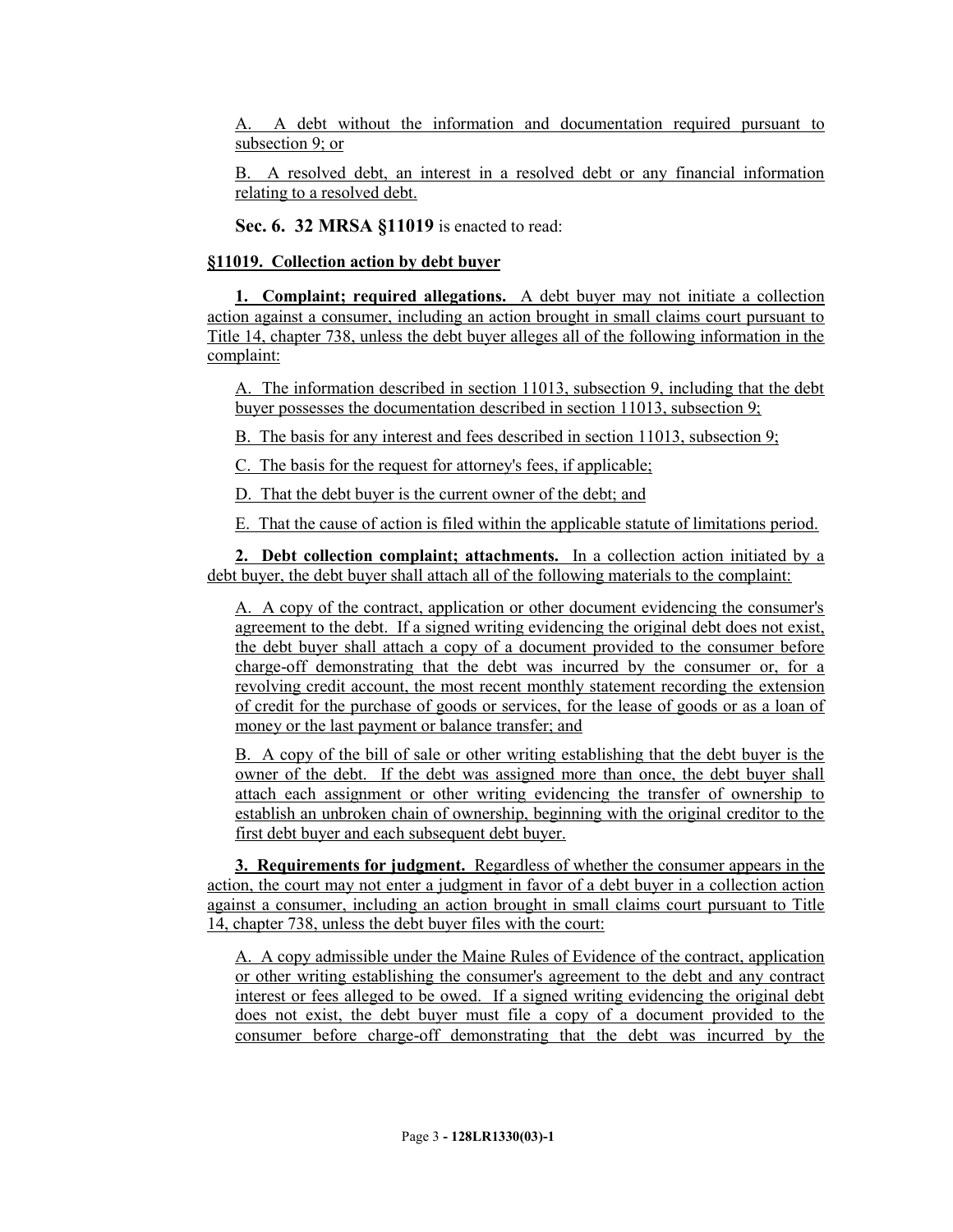A. A debt without the information and documentation required pursuant to subsection 9; or

B. A resolved debt, an interest in a resolved debt or any financial information relating to a resolved debt.

**Sec. 6. 32 MRSA §11019** is enacted to read:

**§11019. Collection action by debt buyer**

**1. Complaint; required allegations.** A debt buyer may not initiate a collection action against a consumer, including an action brought in small claims court pursuant to Title 14, chapter 738, unless the debt buyer alleges all of the following information in the complaint:

A. The information described in section 11013, subsection 9, including that the debt buyer possesses the documentation described in section 11013, subsection 9;

B. The basis for any interest and fees described in section 11013, subsection 9;

C. The basis for the request for attorney's fees, if applicable;

D. That the debt buyer is the current owner of the debt; and

E. That the cause of action is filed within the applicable statute of limitations period.

**2. Debt collection complaint; attachments.** In a collection action initiated by a debt buyer, the debt buyer shall attach all of the following materials to the complaint:

A. A copy of the contract, application or other document evidencing the consumer's agreement to the debt. If a signed writing evidencing the original debt does not exist, the debt buyer shall attach a copy of a document provided to the consumer before charge-off demonstrating that the debt was incurred by the consumer or, for a revolving credit account, the most recent monthly statement recording the extension of credit for the purchase of goods or services, for the lease of goods or as a loan of money or the last payment or balance transfer; and

B. A copy of the bill of sale or other writing establishing that the debt buyer is the owner of the debt. If the debt was assigned more than once, the debt buyer shall attach each assignment or other writing evidencing the transfer of ownership to establish an unbroken chain of ownership, beginning with the original creditor to the first debt buyer and each subsequent debt buyer.

**3. Requirements for judgment.** Regardless of whether the consumer appears in the action, the court may not enter a judgment in favor of a debt buyer in a collection action against a consumer, including an action brought in small claims court pursuant to Title 14, chapter 738, unless the debt buyer files with the court:

A. A copy admissible under the Maine Rules of Evidence of the contract, application or other writing establishing the consumer's agreement to the debt and any contract interest or fees alleged to be owed. If a signed writing evidencing the original debt does not exist, the debt buyer must file a copy of a document provided to the consumer before charge-off demonstrating that the debt was incurred by the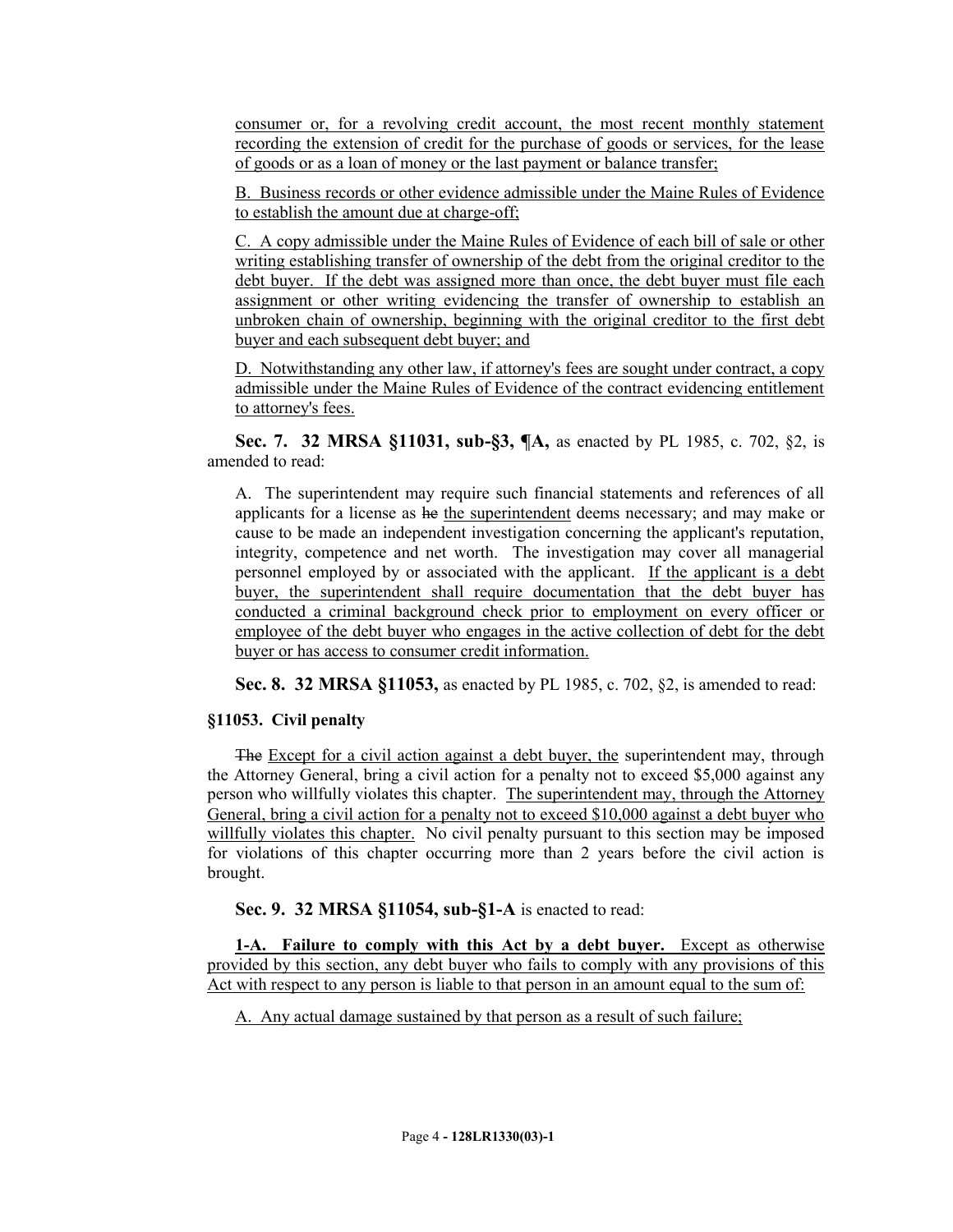consumer or, for a revolving credit account, the most recent monthly statement recording the extension of credit for the purchase of goods or services, for the lease of goods or as a loan of money or the last payment or balance transfer;

B. Business records or other evidence admissible under the Maine Rules of Evidence to establish the amount due at charge-off;

C. A copy admissible under the Maine Rules of Evidence of each bill of sale or other writing establishing transfer of ownership of the debt from the original creditor to the debt buyer. If the debt was assigned more than once, the debt buyer must file each assignment or other writing evidencing the transfer of ownership to establish an unbroken chain of ownership, beginning with the original creditor to the first debt buyer and each subsequent debt buyer; and

D. Notwithstanding any other law, if attorney's fees are sought under contract, a copy admissible under the Maine Rules of Evidence of the contract evidencing entitlement to attorney's fees.

**Sec. 7. 32 MRSA §11031, sub-§3, ¶A,** as enacted by PL 1985, c. 702, §2, is amended to read:

A. The superintendent may require such financial statements and references of all applicants for a license as ~~he~~ the superintendent deems necessary; and may make or cause to be made an independent investigation concerning the applicant's reputation, integrity, competence and net worth. The investigation may cover all managerial personnel employed by or associated with the applicant. If the applicant is a debt buyer, the superintendent shall require documentation that the debt buyer has conducted a criminal background check prior to employment on every officer or employee of the debt buyer who engages in the active collection of debt for the debt buyer or has access to consumer credit information.

**Sec. 8. 32 MRSA §11053,** as enacted by PL 1985, c. 702, §2, is amended to read:

**§11053. Civil penalty**

~~The~~ Except for a civil action against a debt buyer, the superintendent may, through the Attorney General, bring a civil action for a penalty not to exceed $5,000 against any person who willfully violates this chapter. The superintendent may, through the Attorney General, bring a civil action for a penalty not to exceed $10,000 against a debt buyer who willfully violates this chapter. No civil penalty pursuant to this section may be imposed for violations of this chapter occurring more than 2 years before the civil action is brought.

**Sec. 9. 32 MRSA §11054, sub-§1-A** is enacted to read:

**1-A. Failure to comply with this Act by a debt buyer.** Except as otherwise provided by this section, any debt buyer who fails to comply with any provisions of this Act with respect to any person is liable to that person in an amount equal to the sum of:

A. Any actual damage sustained by that person as a result of such failure;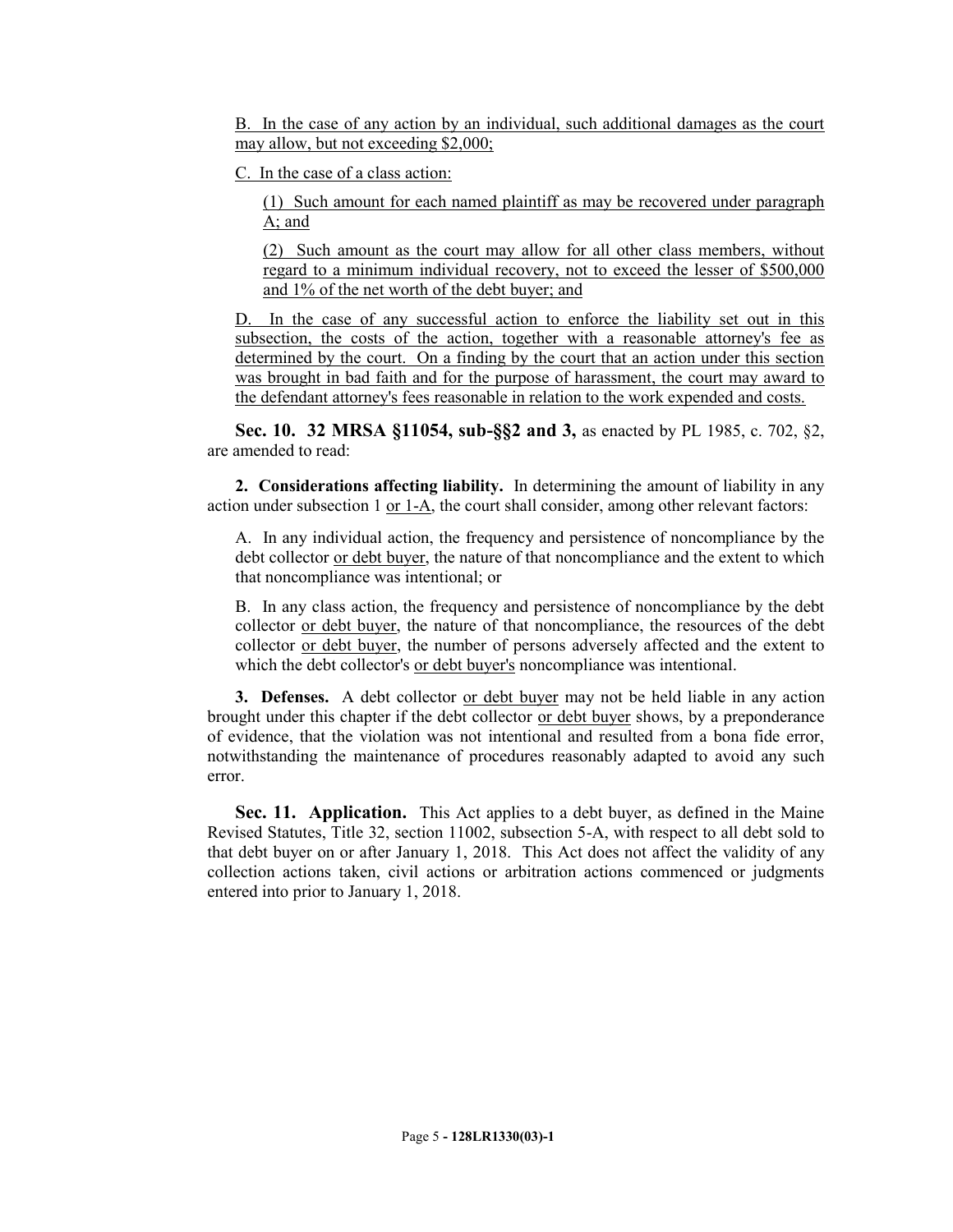B. In the case of any action by an individual, such additional damages as the court may allow, but not exceeding $2,000;

C. In the case of a class action:

(1) Such amount for each named plaintiff as may be recovered under paragraph A; and

(2) Such amount as the court may allow for all other class members, without regard to a minimum individual recovery, not to exceed the lesser of $500,000 and 1% of the net worth of the debt buyer; and

D. In the case of any successful action to enforce the liability set out in this subsection, the costs of the action, together with a reasonable attorney's fee as determined by the court. On a finding by the court that an action under this section was brought in bad faith and for the purpose of harassment, the court may award to the defendant attorney's fees reasonable in relation to the work expended and costs.

**Sec. 10. 32 MRSA §11054, sub-§§2 and 3,** as enacted by PL 1985, c. 702, §2, are amended to read:

**2. Considerations affecting liability.** In determining the amount of liability in any action under subsection 1 or 1-A, the court shall consider, among other relevant factors:

A. In any individual action, the frequency and persistence of noncompliance by the debt collector or debt buyer, the nature of that noncompliance and the extent to which that noncompliance was intentional; or

B. In any class action, the frequency and persistence of noncompliance by the debt collector or debt buyer, the nature of that noncompliance, the resources of the debt collector or debt buyer, the number of persons adversely affected and the extent to which the debt collector's or debt buyer's noncompliance was intentional.

**3. Defenses.** A debt collector or debt buyer may not be held liable in any action brought under this chapter if the debt collector or debt buyer shows, by a preponderance of evidence, that the violation was not intentional and resulted from a bona fide error, notwithstanding the maintenance of procedures reasonably adapted to avoid any such error.

**Sec. 11. Application.** This Act applies to a debt buyer, as defined in the Maine Revised Statutes, Title 32, section 11002, subsection 5-A, with respect to all debt sold to that debt buyer on or after January 1, 2018. This Act does not affect the validity of any collection actions taken, civil actions or arbitration actions commenced or judgments entered into prior to January 1, 2018.